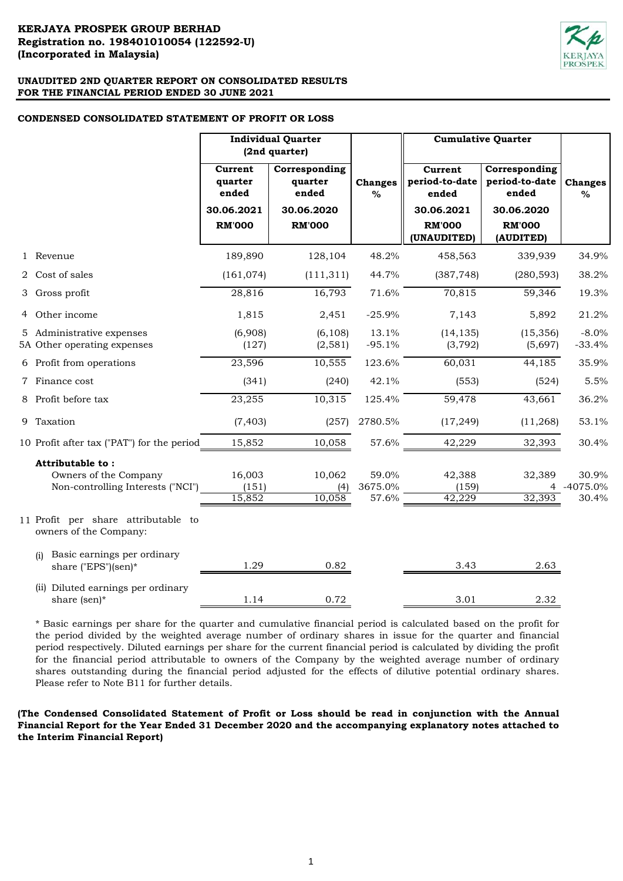**KERJAYA PROSPEK GROUP BERHAD**
**Registration no. 198401010054 (122592-U)**
**(Incorporated in Malaysia)**

**UNAUDITED 2ND QUARTER REPORT ON CONSOLIDATED RESULTS**
**FOR THE FINANCIAL PERIOD ENDED 30 JUNE 2021**

## CONDENSED CONSOLIDATED STATEMENT OF PROFIT OR LOSS

| | Individual Quarter (2nd quarter) | | | Cumulative Quarter | | |
|---|---|---|---|---|---|---|
| | Current quarter ended 30.06.2021 RM'000 | Corresponding quarter ended 30.06.2020 RM'000 | Changes % | Current period-to-date ended 30.06.2021 RM'000 (UNAUDITED) | Corresponding period-to-date ended 30.06.2020 RM'000 (AUDITED) | Changes % |
| 1 Revenue | 189,890 | 128,104 | 48.2% | 458,563 | 339,939 | 34.9% |
| 2 Cost of sales | (161,074) | (111,311) | 44.7% | (387,748) | (280,593) | 38.2% |
| 3 Gross profit | 28,816 | 16,793 | 71.6% | 70,815 | 59,346 | 19.3% |
| 4 Other income | 1,815 | 2,451 | -25.9% | 7,143 | 5,892 | 21.2% |
| 5 Administrative expenses | (6,908) | (6,108) | 13.1% | (14,135) | (15,356) | -8.0% |
| 5A Other operating expenses | (127) | (2,581) | -95.1% | (3,792) | (5,697) | -33.4% |
| 6 Profit from operations | 23,596 | 10,555 | 123.6% | 60,031 | 44,185 | 35.9% |
| 7 Finance cost | (341) | (240) | 42.1% | (553) | (524) | 5.5% |
| 8 Profit before tax | 23,255 | 10,315 | 125.4% | 59,478 | 43,661 | 36.2% |
| 9 Taxation | (7,403) | (257) | 2780.5% | (17,249) | (11,268) | 53.1% |
| 10 Profit after tax ("PAT") for the period | 15,852 | 10,058 | 57.6% | 42,229 | 32,393 | 30.4% |
| **Attributable to :** | | | | | | |
| Owners of the Company | 16,003 | 10,062 | 59.0% | 42,388 | 32,389 | 30.9% |
| Non-controlling Interests ("NCI") | (151) | (4) | 3675.0% | (159) | 4 | -4075.0% |
| | 15,852 | 10,058 | 57.6% | 42,229 | 32,393 | 30.4% |
| 11 Profit per share attributable to owners of the Company: | | | | | | |
| (i) Basic earnings per ordinary share ("EPS")(sen)* | 1.29 | 0.82 | | 3.43 | 2.63 | |
| (ii) Diluted earnings per ordinary share (sen)* | 1.14 | 0.72 | | 3.01 | 2.32 | |

* Basic earnings per share for the quarter and cumulative financial period is calculated based on the profit for the period divided by the weighted average number of ordinary shares in issue for the quarter and financial period respectively. Diluted earnings per share for the current financial period is calculated by dividing the profit for the financial period attributable to owners of the Company by the weighted average number of ordinary shares outstanding during the financial period adjusted for the effects of dilutive potential ordinary shares. Please refer to Note B11 for further details.

**(The Condensed Consolidated Statement of Profit or Loss should be read in conjunction with the Annual Financial Report for the Year Ended 31 December 2020 and the accompanying explanatory notes attached to the Interim Financial Report)**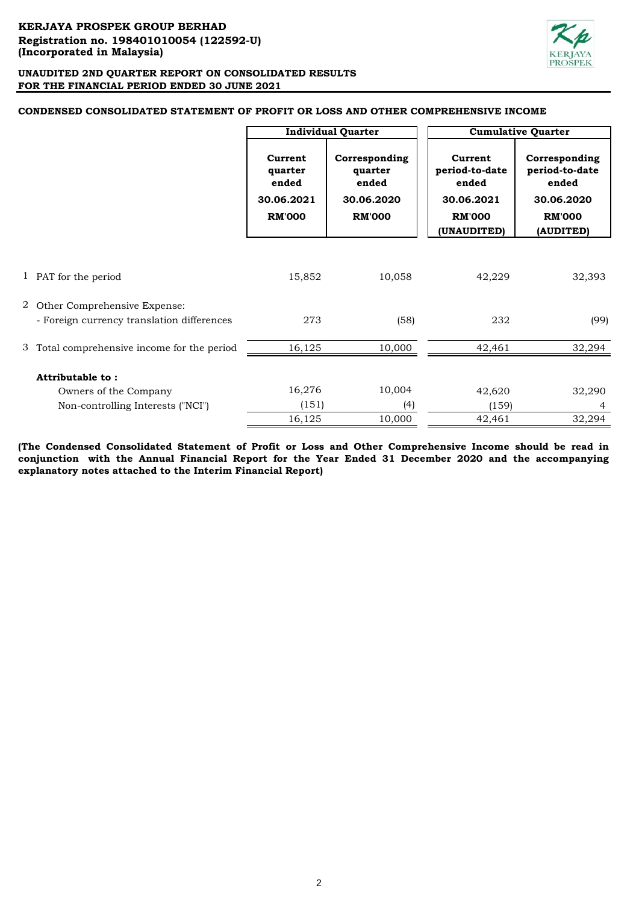**KERJAYA PROSPEK GROUP BERHAD**
**Registration no. 198401010054 (122592-U)**
**(Incorporated in Malaysia)**

**UNAUDITED 2ND QUARTER REPORT ON CONSOLIDATED RESULTS**
**FOR THE FINANCIAL PERIOD ENDED 30 JUNE 2021**

**CONDENSED CONSOLIDATED STATEMENT OF PROFIT OR LOSS AND OTHER COMPREHENSIVE INCOME**

| | Individual Quarter | | Cumulative Quarter | |
|---|---|---|---|---|
| | Current quarter ended 30.06.2021 RM'000 | Corresponding quarter ended 30.06.2020 RM'000 | Current period-to-date ended 30.06.2021 RM'000 (UNAUDITED) | Corresponding period-to-date ended 30.06.2020 RM'000 (AUDITED) |
| 1 PAT for the period | 15,852 | 10,058 | 42,229 | 32,393 |
| 2 Other Comprehensive Expense: | | | | |
| - Foreign currency translation differences | 273 | (58) | 232 | (99) |
| 3 Total comprehensive income for the period | 16,125 | 10,000 | 42,461 | 32,294 |
| **Attributable to :** | | | | |
| Owners of the Company | 16,276 | 10,004 | 42,620 | 32,290 |
| Non-controlling Interests ("NCI") | (151) | (4) | (159) | 4 |
| | 16,125 | 10,000 | 42,461 | 32,294 |

**(The Condensed Consolidated Statement of Profit or Loss and Other Comprehensive Income should be read in conjunction with the Annual Financial Report for the Year Ended 31 December 2020 and the accompanying explanatory notes attached to the Interim Financial Report)**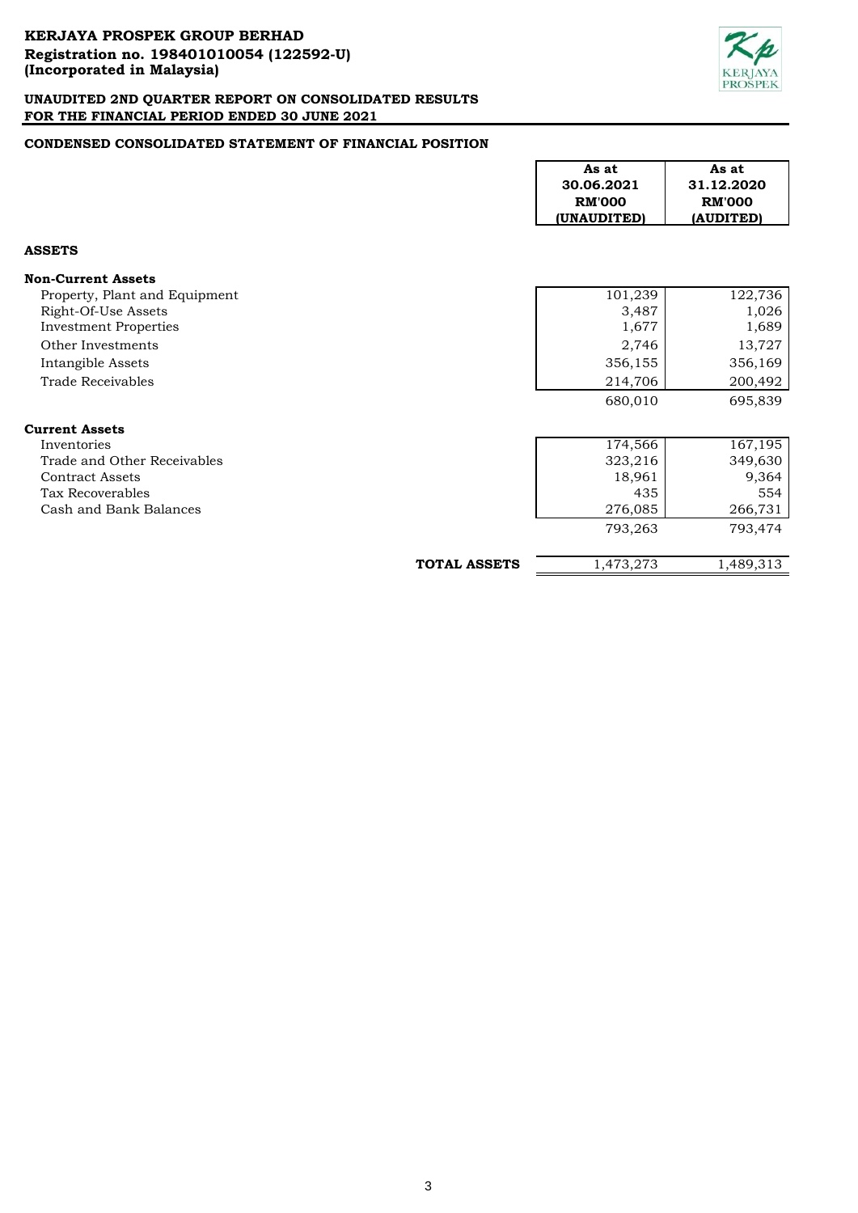**KERJAYA PROSPEK GROUP BERHAD**
**Registration no. 198401010054 (122592-U)**
**(Incorporated in Malaysia)**

**UNAUDITED 2ND QUARTER REPORT ON CONSOLIDATED RESULTS**
**FOR THE FINANCIAL PERIOD ENDED 30 JUNE 2021**

## CONDENSED CONSOLIDATED STATEMENT OF FINANCIAL POSITION

| | As at 30.06.2021 RM'000 (UNAUDITED) | As at 31.12.2020 RM'000 (AUDITED) |
|---|---|---|
| **ASSETS** | | |
| **Non-Current Assets** | | |
| Property, Plant and Equipment | 101,239 | 122,736 |
| Right-Of-Use Assets | 3,487 | 1,026 |
| Investment Properties | 1,677 | 1,689 |
| Other Investments | 2,746 | 13,727 |
| Intangible Assets | 356,155 | 356,169 |
| Trade Receivables | 214,706 | 200,492 |
| | 680,010 | 695,839 |
| **Current Assets** | | |
| Inventories | 174,566 | 167,195 |
| Trade and Other Receivables | 323,216 | 349,630 |
| Contract Assets | 18,961 | 9,364 |
| Tax Recoverables | 435 | 554 |
| Cash and Bank Balances | 276,085 | 266,731 |
| | 793,263 | 793,474 |
| **TOTAL ASSETS** | 1,473,273 | 1,489,313 |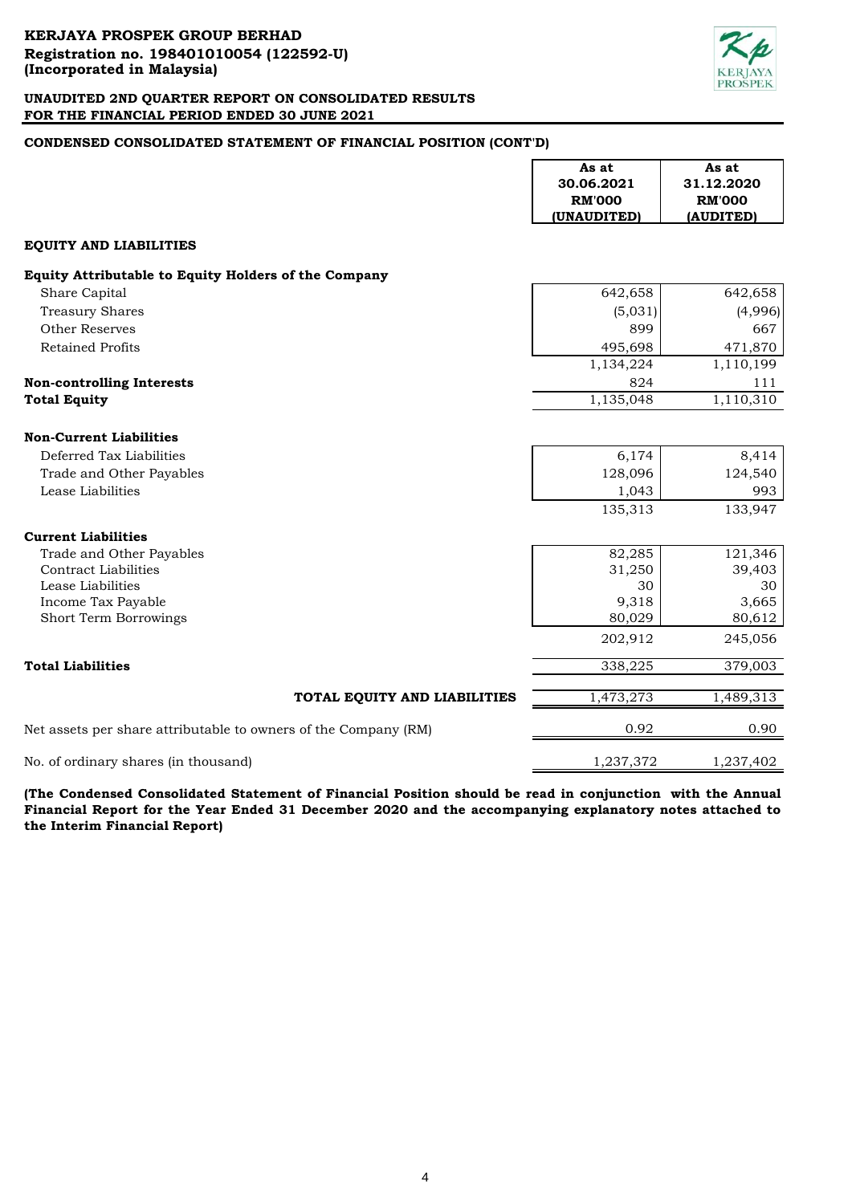**KERJAYA PROSPEK GROUP BERHAD**
**Registration no. 198401010054 (122592-U)**
**(Incorporated in Malaysia)**

**UNAUDITED 2ND QUARTER REPORT ON CONSOLIDATED RESULTS**
**FOR THE FINANCIAL PERIOD ENDED 30 JUNE 2021**

## CONDENSED CONSOLIDATED STATEMENT OF FINANCIAL POSITION (CONT'D)

| | As at 30.06.2021 RM'000 (UNAUDITED) | As at 31.12.2020 RM'000 (AUDITED) |
|---|---|---|
| **EQUITY AND LIABILITIES** | | |
| **Equity Attributable to Equity Holders of the Company** | | |
| Share Capital | 642,658 | 642,658 |
| Treasury Shares | (5,031) | (4,996) |
| Other Reserves | 899 | 667 |
| Retained Profits | 495,698 | 471,870 |
| | 1,134,224 | 1,110,199 |
| **Non-controlling Interests** | 824 | 111 |
| **Total Equity** | 1,135,048 | 1,110,310 |
| **Non-Current Liabilities** | | |
| Deferred Tax Liabilities | 6,174 | 8,414 |
| Trade and Other Payables | 128,096 | 124,540 |
| Lease Liabilities | 1,043 | 993 |
| | 135,313 | 133,947 |
| **Current Liabilities** | | |
| Trade and Other Payables | 82,285 | 121,346 |
| Contract Liabilities | 31,250 | 39,403 |
| Lease Liabilities | 30 | 30 |
| Income Tax Payable | 9,318 | 3,665 |
| Short Term Borrowings | 80,029 | 80,612 |
| | 202,912 | 245,056 |
| **Total Liabilities** | 338,225 | 379,003 |
| **TOTAL EQUITY AND LIABILITIES** | 1,473,273 | 1,489,313 |
| Net assets per share attributable to owners of the Company (RM) | 0.92 | 0.90 |
| No. of ordinary shares (in thousand) | 1,237,372 | 1,237,402 |

**(The Condensed Consolidated Statement of Financial Position should be read in conjunction with the Annual Financial Report for the Year Ended 31 December 2020 and the accompanying explanatory notes attached to the Interim Financial Report)**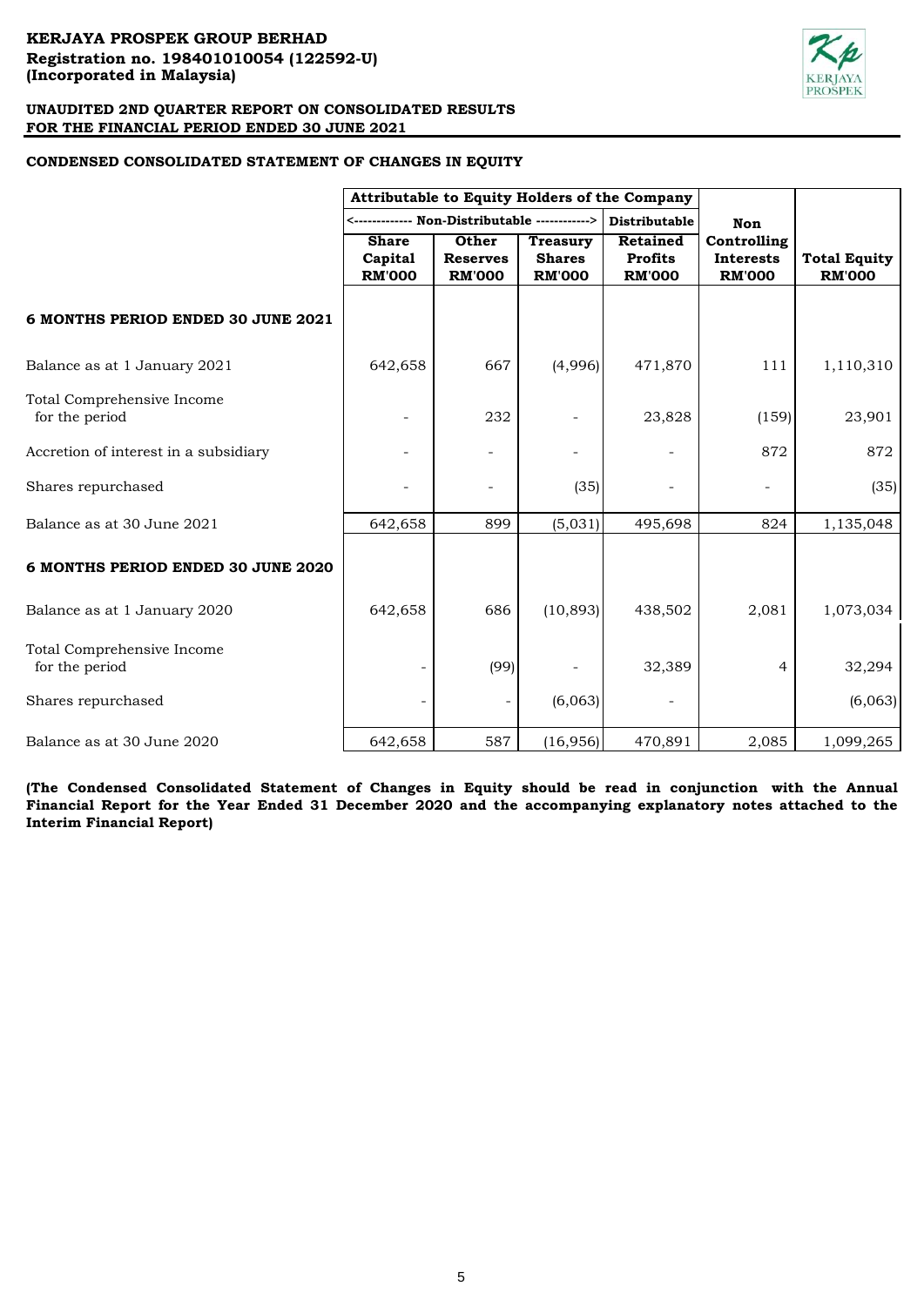**KERJAYA PROSPEK GROUP BERHAD**
**Registration no. 198401010054 (122592-U)**
**(Incorporated in Malaysia)**

**UNAUDITED 2ND QUARTER REPORT ON CONSOLIDATED RESULTS**
**FOR THE FINANCIAL PERIOD ENDED 30 JUNE 2021**

**CONDENSED CONSOLIDATED STATEMENT OF CHANGES IN EQUITY**

| | Attributable to Equity Holders of the Company | | | | | |
|---|---|---|---|---|---|---|
| | <------------- Non-Distributable ------------> | | | Distributable | | |
| | Share Capital RM'000 | Other Reserves RM'000 | Treasury Shares RM'000 | Retained Profits RM'000 | Non Controlling Interests RM'000 | Total Equity RM'000 |
| **6 MONTHS PERIOD ENDED 30 JUNE 2021** | | | | | | |
| Balance as at 1 January 2021 | 642,658 | 667 | (4,996) | 471,870 | 111 | 1,110,310 |
| Total Comprehensive Income for the period | - | 232 | - | 23,828 | (159) | 23,901 |
| Accretion of interest in a subsidiary | - | - | - | - | 872 | 872 |
| Shares repurchased | - | - | (35) | - | - | (35) |
| Balance as at 30 June 2021 | 642,658 | 899 | (5,031) | 495,698 | 824 | 1,135,048 |
| **6 MONTHS PERIOD ENDED 30 JUNE 2020** | | | | | | |
| Balance as at 1 January 2020 | 642,658 | 686 | (10,893) | 438,502 | 2,081 | 1,073,034 |
| Total Comprehensive Income for the period | - | (99) | - | 32,389 | 4 | 32,294 |
| Shares repurchased | - | - | (6,063) | - | | (6,063) |
| Balance as at 30 June 2020 | 642,658 | 587 | (16,956) | 470,891 | 2,085 | 1,099,265 |

**(The Condensed Consolidated Statement of Changes in Equity should be read in conjunction with the Annual Financial Report for the Year Ended 31 December 2020 and the accompanying explanatory notes attached to the Interim Financial Report)**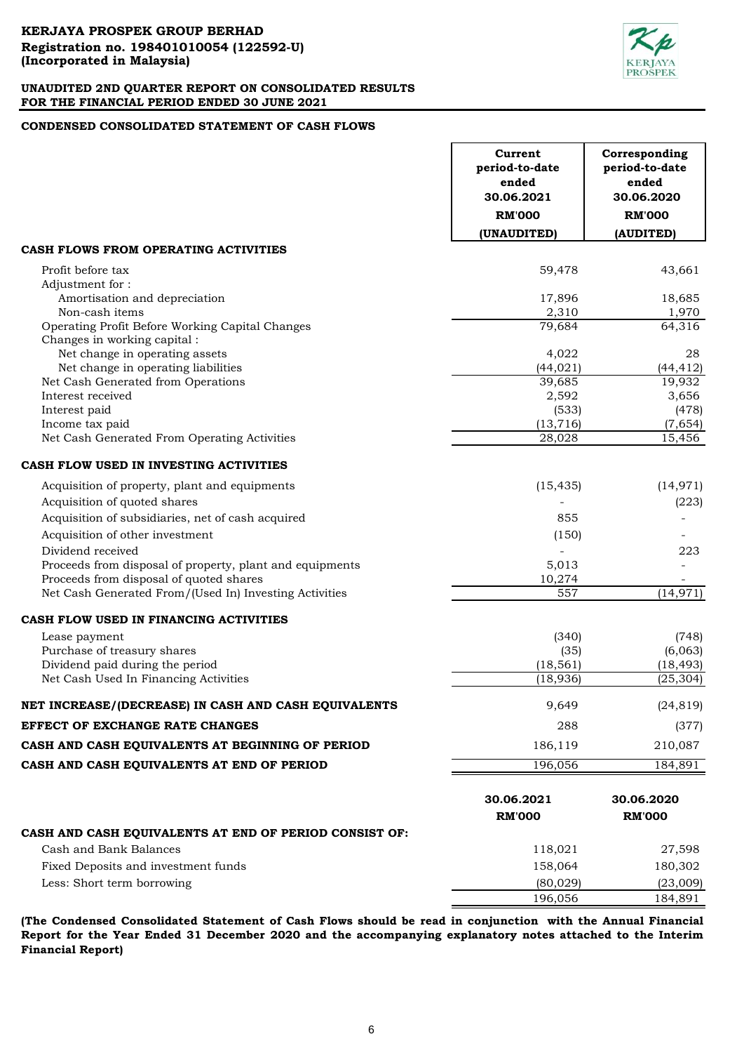**KERJAYA PROSPEK GROUP BERHAD**
**Registration no. 198401010054 (122592-U)**
**(Incorporated in Malaysia)**

**UNAUDITED 2ND QUARTER REPORT ON CONSOLIDATED RESULTS**
**FOR THE FINANCIAL PERIOD ENDED 30 JUNE 2021**

**CONDENSED CONSOLIDATED STATEMENT OF CASH FLOWS**

| | Current period-to-date ended 30.06.2021 RM'000 (UNAUDITED) | Corresponding period-to-date ended 30.06.2020 RM'000 (AUDITED) |
|---|---|---|
| **CASH FLOWS FROM OPERATING ACTIVITIES** | | |
| Profit before tax | 59,478 | 43,661 |
| Adjustment for : | | |
| Amortisation and depreciation | 17,896 | 18,685 |
| Non-cash items | 2,310 | 1,970 |
| Operating Profit Before Working Capital Changes | 79,684 | 64,316 |
| Changes in working capital : | | |
| Net change in operating assets | 4,022 | 28 |
| Net change in operating liabilities | (44,021) | (44,412) |
| Net Cash Generated from Operations | 39,685 | 19,932 |
| Interest received | 2,592 | 3,656 |
| Interest paid | (533) | (478) |
| Income tax paid | (13,716) | (7,654) |
| Net Cash Generated From Operating Activities | 28,028 | 15,456 |
| **CASH FLOW USED IN INVESTING ACTIVITIES** | | |
| Acquisition of property, plant and equipments | (15,435) | (14,971) |
| Acquisition of quoted shares | - | (223) |
| Acquisition of subsidiaries, net of cash acquired | 855 | - |
| Acquisition of other investment | (150) | - |
| Dividend received | - | 223 |
| Proceeds from disposal of property, plant and equipments | 5,013 | - |
| Proceeds from disposal of quoted shares | 10,274 | - |
| Net Cash Generated From/(Used In) Investing Activities | 557 | (14,971) |
| **CASH FLOW USED IN FINANCING ACTIVITIES** | | |
| Lease payment | (340) | (748) |
| Purchase of treasury shares | (35) | (6,063) |
| Dividend paid during the period | (18,561) | (18,493) |
| Net Cash Used In Financing Activities | (18,936) | (25,304) |
| **NET INCREASE/(DECREASE) IN CASH AND CASH EQUIVALENTS** | 9,649 | (24,819) |
| **EFFECT OF EXCHANGE RATE CHANGES** | 288 | (377) |
| **CASH AND CASH EQUIVALENTS AT BEGINNING OF PERIOD** | 186,119 | 210,087 |
| **CASH AND CASH EQUIVALENTS AT END OF PERIOD** | 196,056 | 184,891 |

| | 30.06.2021 RM'000 | 30.06.2020 RM'000 |
|---|---|---|
| **CASH AND CASH EQUIVALENTS AT END OF PERIOD CONSIST OF:** | | |
| Cash and Bank Balances | 118,021 | 27,598 |
| Fixed Deposits and investment funds | 158,064 | 180,302 |
| Less: Short term borrowing | (80,029) | (23,009) |
| | 196,056 | 184,891 |

**(The Condensed Consolidated Statement of Cash Flows should be read in conjunction with the Annual Financial Report for the Year Ended 31 December 2020 and the accompanying explanatory notes attached to the Interim Financial Report)**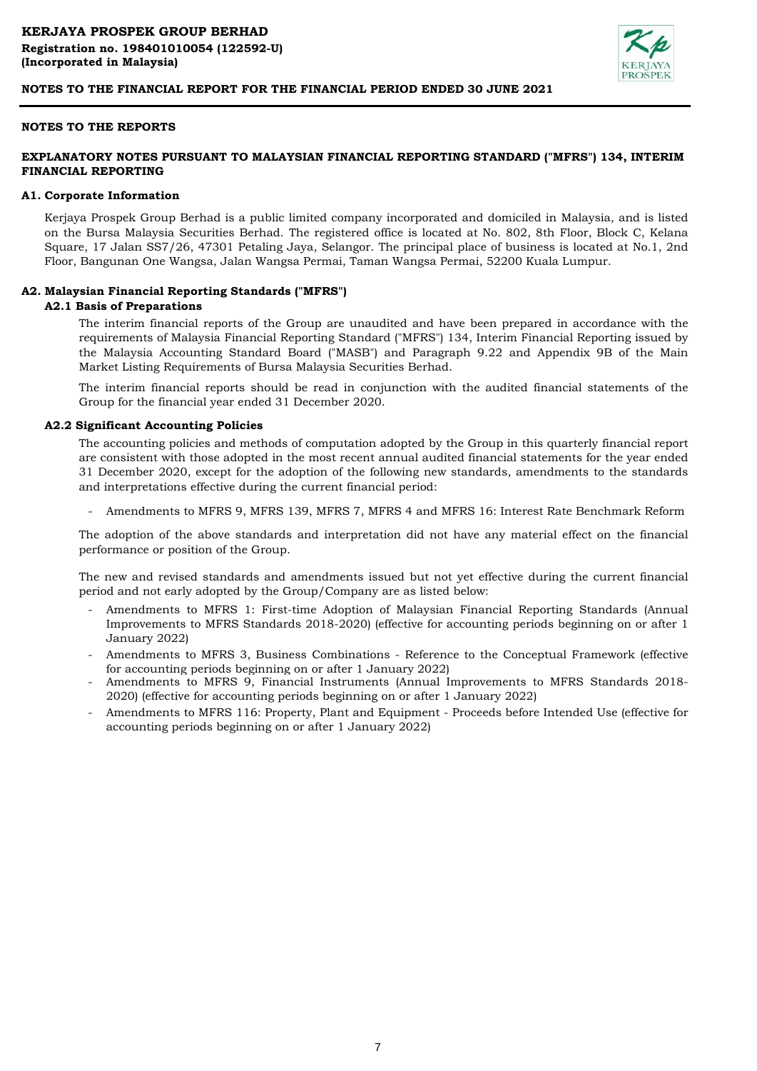**KERJAYA PROSPEK GROUP BERHAD**
**Registration no. 198401010054 (122592-U)**
**(Incorporated in Malaysia)**

**NOTES TO THE FINANCIAL REPORT FOR THE FINANCIAL PERIOD ENDED 30 JUNE 2021**

## NOTES TO THE REPORTS

### EXPLANATORY NOTES PURSUANT TO MALAYSIAN FINANCIAL REPORTING STANDARD ("MFRS") 134, INTERIM FINANCIAL REPORTING

### A1. Corporate Information

Kerjaya Prospek Group Berhad is a public limited company incorporated and domiciled in Malaysia, and is listed on the Bursa Malaysia Securities Berhad. The registered office is located at No. 802, 8th Floor, Block C, Kelana Square, 17 Jalan SS7/26, 47301 Petaling Jaya, Selangor. The principal place of business is located at No.1, 2nd Floor, Bangunan One Wangsa, Jalan Wangsa Permai, Taman Wangsa Permai, 52200 Kuala Lumpur.

### A2. Malaysian Financial Reporting Standards ("MFRS")

#### A2.1 Basis of Preparations

The interim financial reports of the Group are unaudited and have been prepared in accordance with the requirements of Malaysia Financial Reporting Standard ("MFRS") 134, Interim Financial Reporting issued by the Malaysia Accounting Standard Board ("MASB") and Paragraph 9.22 and Appendix 9B of the Main Market Listing Requirements of Bursa Malaysia Securities Berhad.

The interim financial reports should be read in conjunction with the audited financial statements of the Group for the financial year ended 31 December 2020.

#### A2.2 Significant Accounting Policies

The accounting policies and methods of computation adopted by the Group in this quarterly financial report are consistent with those adopted in the most recent annual audited financial statements for the year ended 31 December 2020, except for the adoption of the following new standards, amendments to the standards and interpretations effective during the current financial period:

- Amendments to MFRS 9, MFRS 139, MFRS 7, MFRS 4 and MFRS 16: Interest Rate Benchmark Reform

The adoption of the above standards and interpretation did not have any material effect on the financial performance or position of the Group.

The new and revised standards and amendments issued but not yet effective during the current financial period and not early adopted by the Group/Company are as listed below:

- Amendments to MFRS 1: First-time Adoption of Malaysian Financial Reporting Standards (Annual Improvements to MFRS Standards 2018-2020) (effective for accounting periods beginning on or after 1 January 2022)
- Amendments to MFRS 3, Business Combinations - Reference to the Conceptual Framework (effective for accounting periods beginning on or after 1 January 2022)
- Amendments to MFRS 9, Financial Instruments (Annual Improvements to MFRS Standards 2018-2020) (effective for accounting periods beginning on or after 1 January 2022)
- Amendments to MFRS 116: Property, Plant and Equipment - Proceeds before Intended Use (effective for accounting periods beginning on or after 1 January 2022)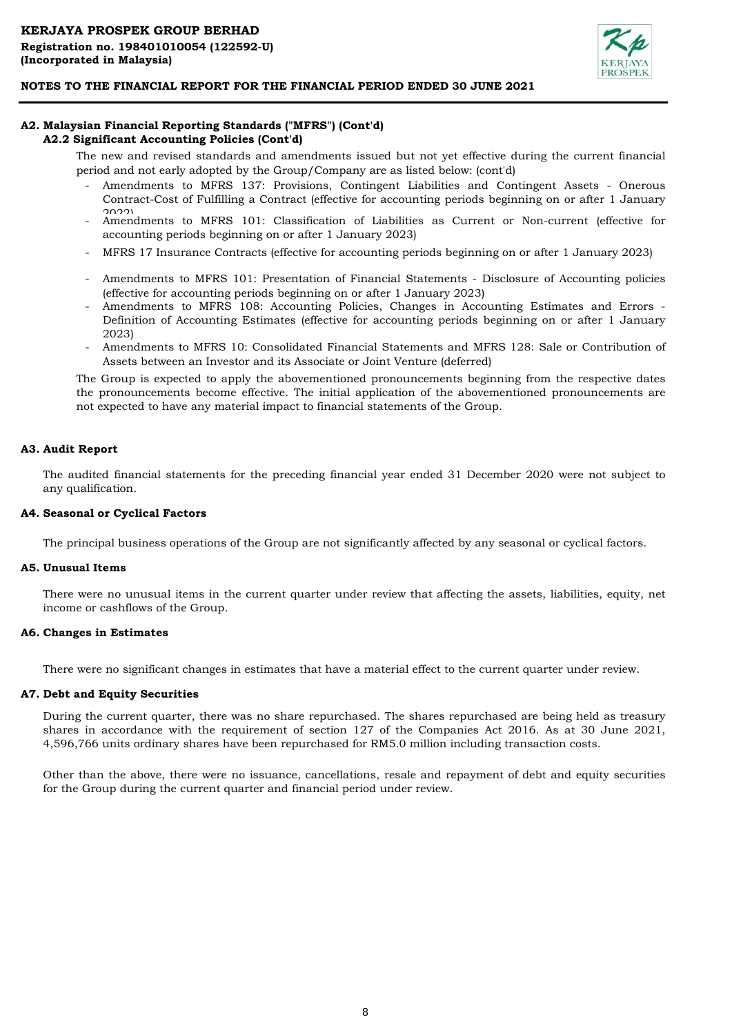## A2. Malaysian Financial Reporting Standards ("MFRS") (Cont'd)

### A2.2 Significant Accounting Policies (Cont'd)

The new and revised standards and amendments issued but not yet effective during the current financial period and not early adopted by the Group/Company are as listed below: (cont'd)

- Amendments to MFRS 137: Provisions, Contingent Liabilities and Contingent Assets - Onerous Contract-Cost of Fulfilling a Contract (effective for accounting periods beginning on or after 1 January 2022)
- Amendments to MFRS 101: Classification of Liabilities as Current or Non-current (effective for accounting periods beginning on or after 1 January 2023)
- MFRS 17 Insurance Contracts (effective for accounting periods beginning on or after 1 January 2023)
- Amendments to MFRS 101: Presentation of Financial Statements - Disclosure of Accounting policies (effective for accounting periods beginning on or after 1 January 2023)
- Amendments to MFRS 108: Accounting Policies, Changes in Accounting Estimates and Errors - Definition of Accounting Estimates (effective for accounting periods beginning on or after 1 January 2023)
- Amendments to MFRS 10: Consolidated Financial Statements and MFRS 128: Sale or Contribution of Assets between an Investor and its Associate or Joint Venture (deferred)

The Group is expected to apply the abovementioned pronouncements beginning from the respective dates the pronouncements become effective. The initial application of the abovementioned pronouncements are not expected to have any material impact to financial statements of the Group.

## A3. Audit Report

The audited financial statements for the preceding financial year ended 31 December 2020 were not subject to any qualification.

## A4. Seasonal or Cyclical Factors

The principal business operations of the Group are not significantly affected by any seasonal or cyclical factors.

## A5. Unusual Items

There were no unusual items in the current quarter under review that affecting the assets, liabilities, equity, net income or cashflows of the Group.

## A6. Changes in Estimates

There were no significant changes in estimates that have a material effect to the current quarter under review.

## A7. Debt and Equity Securities

During the current quarter, there was no share repurchased. The shares repurchased are being held as treasury shares in accordance with the requirement of section 127 of the Companies Act 2016. As at 30 June 2021, 4,596,766 units ordinary shares have been repurchased for RM5.0 million including transaction costs.

Other than the above, there were no issuance, cancellations, resale and repayment of debt and equity securities for the Group during the current quarter and financial period under review.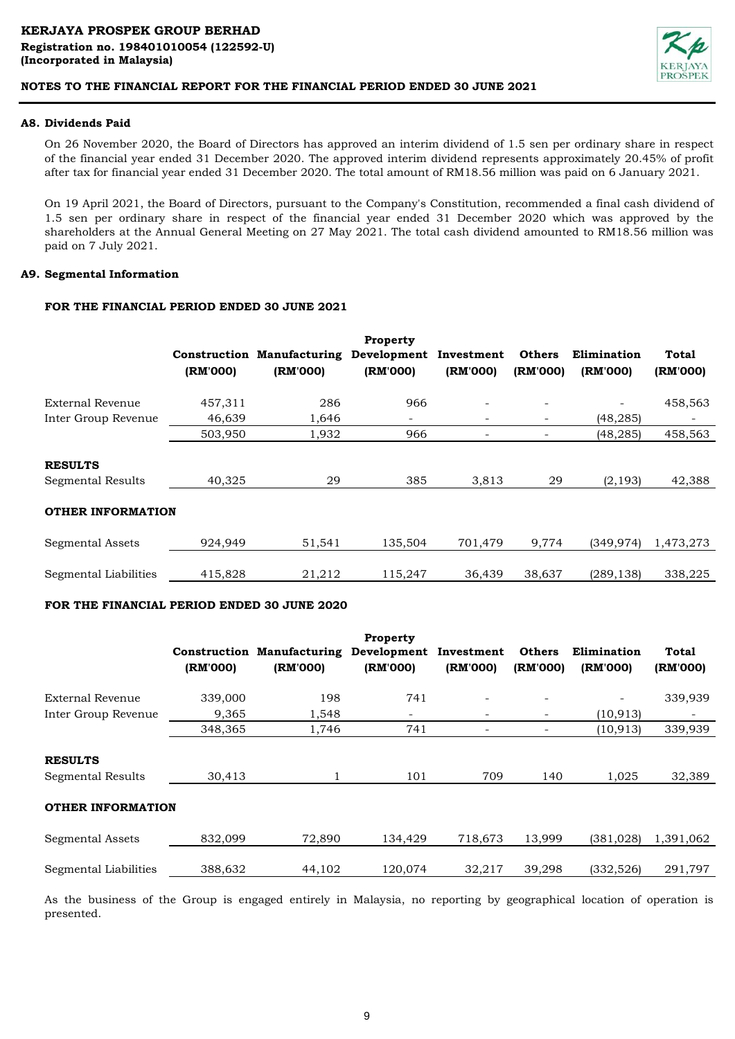**KERJAYA PROSPEK GROUP BERHAD**
**Registration no. 198401010054 (122592-U)**
**(Incorporated in Malaysia)**

**NOTES TO THE FINANCIAL REPORT FOR THE FINANCIAL PERIOD ENDED 30 JUNE 2021**

### A8. Dividends Paid

On 26 November 2020, the Board of Directors has approved an interim dividend of 1.5 sen per ordinary share in respect of the financial year ended 31 December 2020. The approved interim dividend represents approximately 20.45% of profit after tax for financial year ended 31 December 2020. The total amount of RM18.56 million was paid on 6 January 2021.

On 19 April 2021, the Board of Directors, pursuant to the Company's Constitution, recommended a final cash dividend of 1.5 sen per ordinary share in respect of the financial year ended 31 December 2020 which was approved by the shareholders at the Annual General Meeting on 27 May 2021. The total cash dividend amounted to RM18.56 million was paid on 7 July 2021.

### A9. Segmental Information

**FOR THE FINANCIAL PERIOD ENDED 30 JUNE 2021**

| | Construction (RM'000) | Manufacturing (RM'000) | Property Development (RM'000) | Investment (RM'000) | Others (RM'000) | Elimination (RM'000) | Total (RM'000) |
|---|---|---|---|---|---|---|---|
| External Revenue | 457,311 | 286 | 966 | - | - | - | 458,563 |
| Inter Group Revenue | 46,639 | 1,646 | - | - | - | (48,285) | - |
| | 503,950 | 1,932 | 966 | - | - | (48,285) | 458,563 |
| **RESULTS** | | | | | | | |
| Segmental Results | 40,325 | 29 | 385 | 3,813 | 29 | (2,193) | 42,388 |
| **OTHER INFORMATION** | | | | | | | |
| Segmental Assets | 924,949 | 51,541 | 135,504 | 701,479 | 9,774 | (349,974) | 1,473,273 |
| Segmental Liabilities | 415,828 | 21,212 | 115,247 | 36,439 | 38,637 | (289,138) | 338,225 |

**FOR THE FINANCIAL PERIOD ENDED 30 JUNE 2020**

| | Construction (RM'000) | Manufacturing (RM'000) | Property Development (RM'000) | Investment (RM'000) | Others (RM'000) | Elimination (RM'000) | Total (RM'000) |
|---|---|---|---|---|---|---|---|
| External Revenue | 339,000 | 198 | 741 | - | - | - | 339,939 |
| Inter Group Revenue | 9,365 | 1,548 | - | - | - | (10,913) | - |
| | 348,365 | 1,746 | 741 | - | - | (10,913) | 339,939 |
| **RESULTS** | | | | | | | |
| Segmental Results | 30,413 | 1 | 101 | 709 | 140 | 1,025 | 32,389 |
| **OTHER INFORMATION** | | | | | | | |
| Segmental Assets | 832,099 | 72,890 | 134,429 | 718,673 | 13,999 | (381,028) | 1,391,062 |
| Segmental Liabilities | 388,632 | 44,102 | 120,074 | 32,217 | 39,298 | (332,526) | 291,797 |

As the business of the Group is engaged entirely in Malaysia, no reporting by geographical location of operation is presented.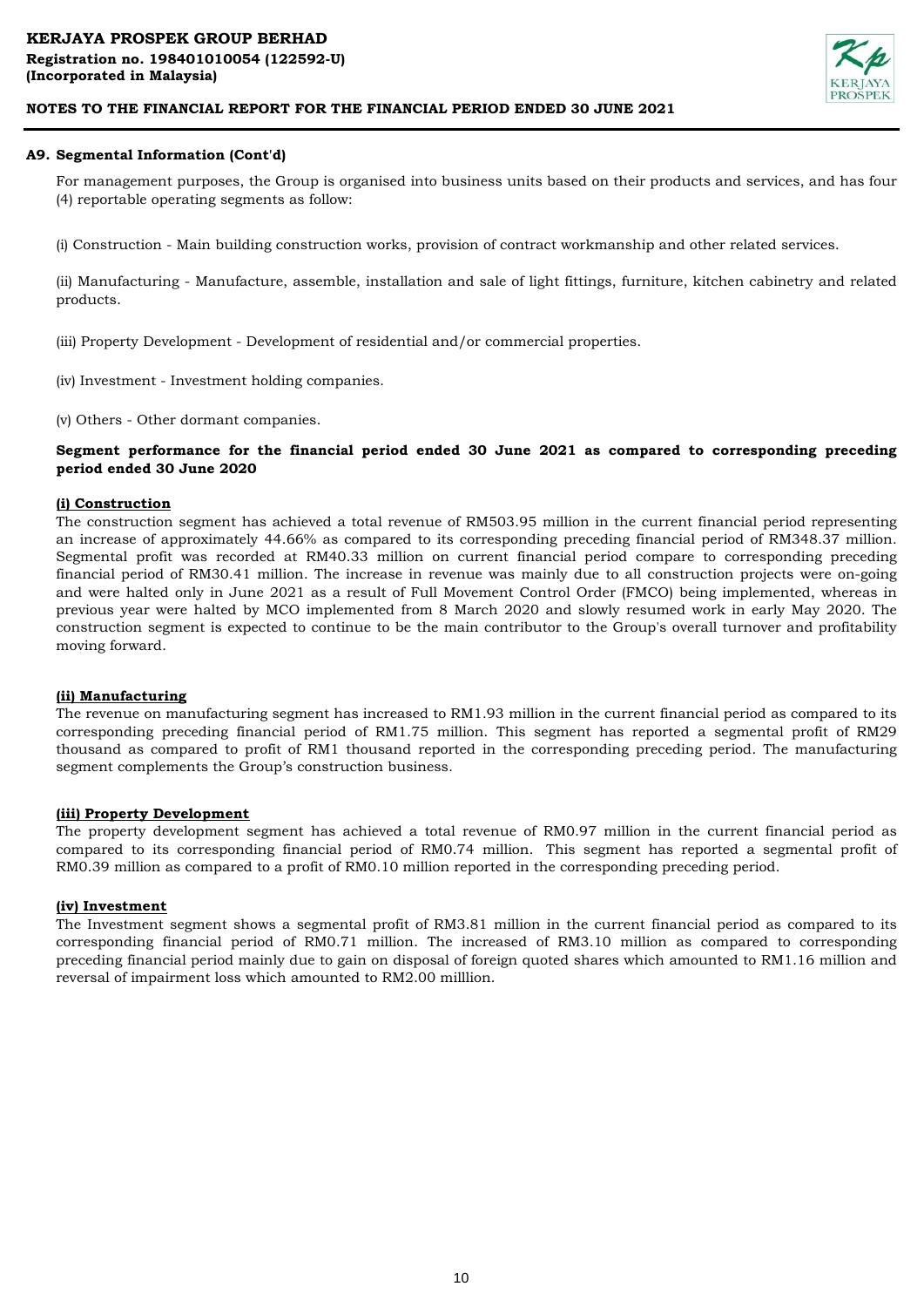### A9. Segmental Information (Cont'd)

For management purposes, the Group is organised into business units based on their products and services, and has four (4) reportable operating segments as follow:

(i) Construction - Main building construction works, provision of contract workmanship and other related services.

(ii) Manufacturing - Manufacture, assemble, installation and sale of light fittings, furniture, kitchen cabinetry and related products.

(iii) Property Development - Development of residential and/or commercial properties.

(iv) Investment - Investment holding companies.

(v) Others - Other dormant companies.

**Segment performance for the financial period ended 30 June 2021 as compared to corresponding preceding period ended 30 June 2020**

**(i) Construction**

The construction segment has achieved a total revenue of RM503.95 million in the current financial period representing an increase of approximately 44.66% as compared to its corresponding preceding financial period of RM348.37 million. Segmental profit was recorded at RM40.33 million on current financial period compare to corresponding preceding financial period of RM30.41 million. The increase in revenue was mainly due to all construction projects were on-going and were halted only in June 2021 as a result of Full Movement Control Order (FMCO) being implemented, whereas in previous year were halted by MCO implemented from 8 March 2020 and slowly resumed work in early May 2020. The construction segment is expected to continue to be the main contributor to the Group's overall turnover and profitability moving forward.

**(ii) Manufacturing**

The revenue on manufacturing segment has increased to RM1.93 million in the current financial period as compared to its corresponding preceding financial period of RM1.75 million. This segment has reported a segmental profit of RM29 thousand as compared to profit of RM1 thousand reported in the corresponding preceding period. The manufacturing segment complements the Group's construction business.

**(iii) Property Development**

The property development segment has achieved a total revenue of RM0.97 million in the current financial period as compared to its corresponding financial period of RM0.74 million. This segment has reported a segmental profit of RM0.39 million as compared to a profit of RM0.10 million reported in the corresponding preceding period.

**(iv) Investment**

The Investment segment shows a segmental profit of RM3.81 million in the current financial period as compared to its corresponding financial period of RM0.71 million. The increased of RM3.10 million as compared to corresponding preceding financial period mainly due to gain on disposal of foreign quoted shares which amounted to RM1.16 million and reversal of impairment loss which amounted to RM2.00 milllion.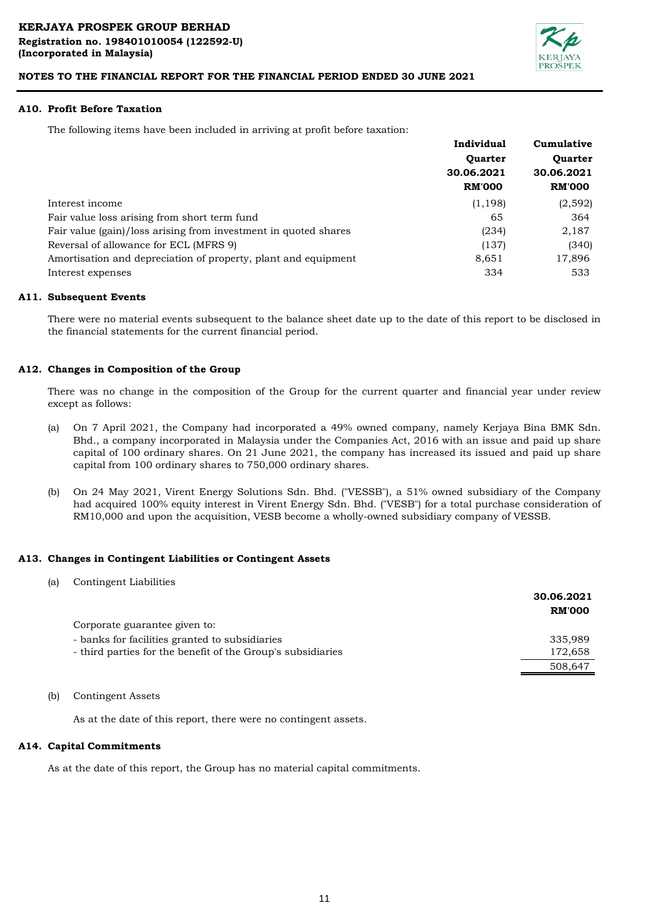### A10. Profit Before Taxation

The following items have been included in arriving at profit before taxation:

| | Individual Quarter 30.06.2021 RM'000 | Cumulative Quarter 30.06.2021 RM'000 |
|---|---|---|
| Interest income | (1,198) | (2,592) |
| Fair value loss arising from short term fund | 65 | 364 |
| Fair value (gain)/loss arising from investment in quoted shares | (234) | 2,187 |
| Reversal of allowance for ECL (MFRS 9) | (137) | (340) |
| Amortisation and depreciation of property, plant and equipment | 8,651 | 17,896 |
| Interest expenses | 334 | 533 |

### A11. Subsequent Events

There were no material events subsequent to the balance sheet date up to the date of this report to be disclosed in the financial statements for the current financial period.

### A12. Changes in Composition of the Group

There was no change in the composition of the Group for the current quarter and financial year under review except as follows:

(a) On 7 April 2021, the Company had incorporated a 49% owned company, namely Kerjaya Bina BMK Sdn. Bhd., a company incorporated in Malaysia under the Companies Act, 2016 with an issue and paid up share capital of 100 ordinary shares. On 21 June 2021, the company has increased its issued and paid up share capital from 100 ordinary shares to 750,000 ordinary shares.

(b) On 24 May 2021, Virent Energy Solutions Sdn. Bhd. ("VESSB"), a 51% owned subsidiary of the Company had acquired 100% equity interest in Virent Energy Sdn. Bhd. ("VESB") for a total purchase consideration of RM10,000 and upon the acquisition, VESB become a wholly-owned subsidiary company of VESSB.

### A13. Changes in Contingent Liabilities or Contingent Assets

(a) Contingent Liabilities

| | 30.06.2021 RM'000 |
|---|---|
| Corporate guarantee given to: | |
| - banks for facilities granted to subsidiaries | 335,989 |
| - third parties for the benefit of the Group's subsidiaries | 172,658 |
| | 508,647 |

(b) Contingent Assets

As at the date of this report, there were no contingent assets.

### A14. Capital Commitments

As at the date of this report, the Group has no material capital commitments.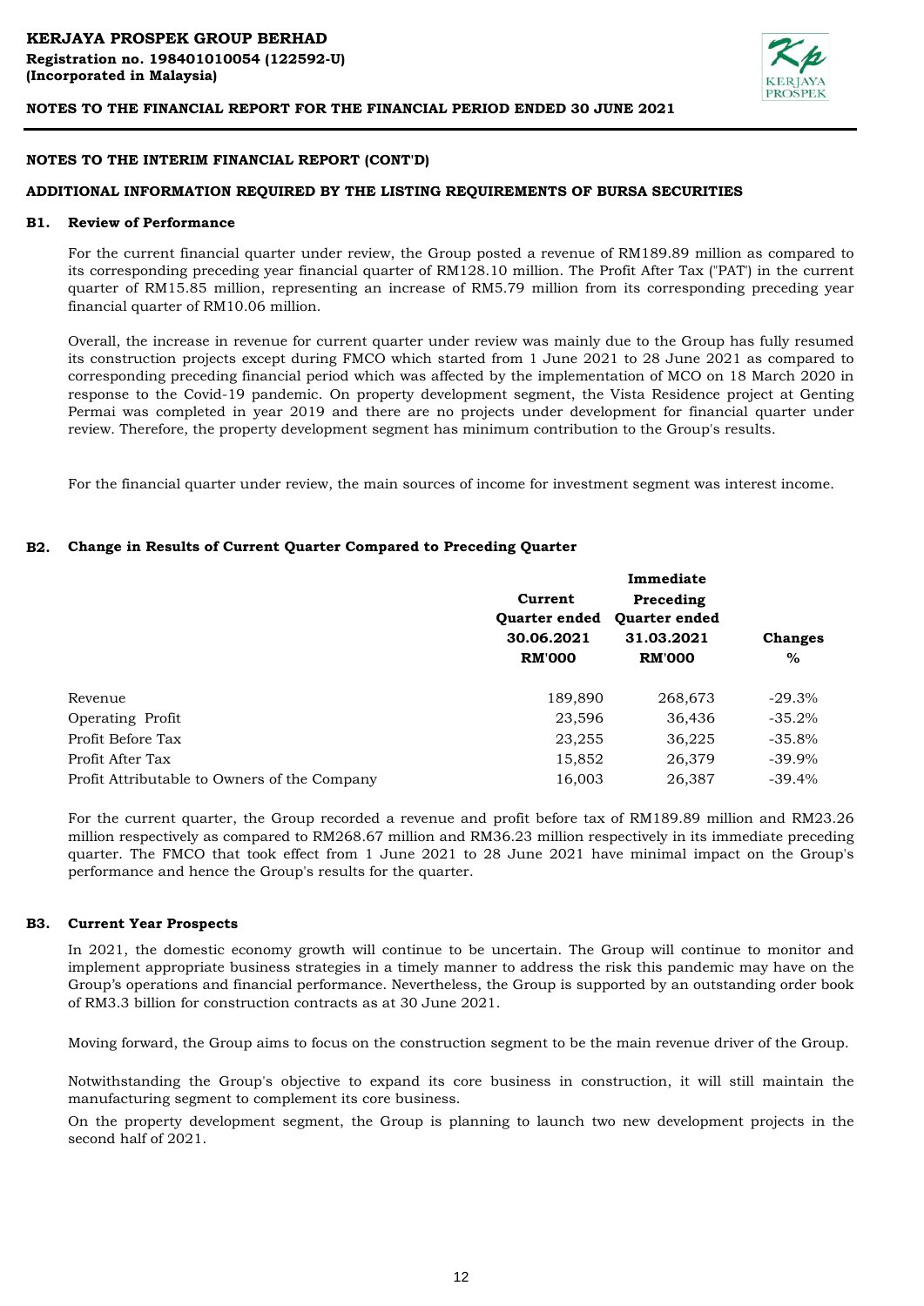**KERJAYA PROSPEK GROUP BERHAD**
**Registration no. 198401010054 (122592-U)**
**(Incorporated in Malaysia)**

**NOTES TO THE FINANCIAL REPORT FOR THE FINANCIAL PERIOD ENDED 30 JUNE 2021**

## NOTES TO THE INTERIM FINANCIAL REPORT (CONT'D)

## ADDITIONAL INFORMATION REQUIRED BY THE LISTING REQUIREMENTS OF BURSA SECURITIES

### B1. Review of Performance

For the current financial quarter under review, the Group posted a revenue of RM189.89 million as compared to its corresponding preceding year financial quarter of RM128.10 million. The Profit After Tax ("PAT") in the current quarter of RM15.85 million, representing an increase of RM5.79 million from its corresponding preceding year financial quarter of RM10.06 million.

Overall, the increase in revenue for current quarter under review was mainly due to the Group has fully resumed its construction projects except during FMCO which started from 1 June 2021 to 28 June 2021 as compared to corresponding preceding financial period which was affected by the implementation of MCO on 18 March 2020 in response to the Covid-19 pandemic. On property development segment, the Vista Residence project at Genting Permai was completed in year 2019 and there are no projects under development for financial quarter under review. Therefore, the property development segment has minimum contribution to the Group's results.

For the financial quarter under review, the main sources of income for investment segment was interest income.

### B2. Change in Results of Current Quarter Compared to Preceding Quarter

| | Current Quarter ended 30.06.2021 RM'000 | Immediate Preceding Quarter ended 31.03.2021 RM'000 | Changes % |
|---|---|---|---|
| Revenue | 189,890 | 268,673 | -29.3% |
| Operating Profit | 23,596 | 36,436 | -35.2% |
| Profit Before Tax | 23,255 | 36,225 | -35.8% |
| Profit After Tax | 15,852 | 26,379 | -39.9% |
| Profit Attributable to Owners of the Company | 16,003 | 26,387 | -39.4% |

For the current quarter, the Group recorded a revenue and profit before tax of RM189.89 million and RM23.26 million respectively as compared to RM268.67 million and RM36.23 million respectively in its immediate preceding quarter. The FMCO that took effect from 1 June 2021 to 28 June 2021 have minimal impact on the Group's performance and hence the Group's results for the quarter.

### B3. Current Year Prospects

In 2021, the domestic economy growth will continue to be uncertain. The Group will continue to monitor and implement appropriate business strategies in a timely manner to address the risk this pandemic may have on the Group's operations and financial performance. Nevertheless, the Group is supported by an outstanding order book of RM3.3 billion for construction contracts as at 30 June 2021.

Moving forward, the Group aims to focus on the construction segment to be the main revenue driver of the Group.

Notwithstanding the Group's objective to expand its core business in construction, it will still maintain the manufacturing segment to complement its core business.

On the property development segment, the Group is planning to launch two new development projects in the second half of 2021.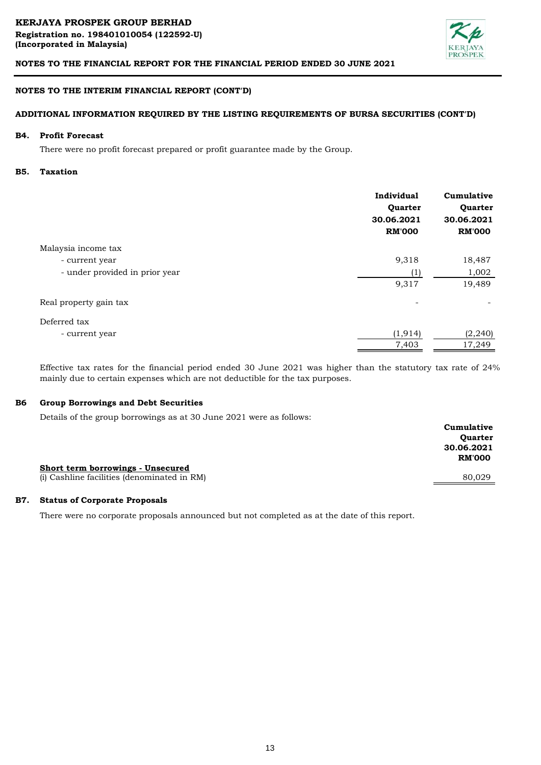**NOTES TO THE INTERIM FINANCIAL REPORT (CONT'D)**

**ADDITIONAL INFORMATION REQUIRED BY THE LISTING REQUIREMENTS OF BURSA SECURITIES (CONT'D)**

## B4. Profit Forecast

There were no profit forecast prepared or profit guarantee made by the Group.

## B5. Taxation

| | Individual Quarter 30.06.2021 RM'000 | Cumulative Quarter 30.06.2021 RM'000 |
|---|---|---|
| Malaysia income tax | | |
| - current year | 9,318 | 18,487 |
| - under provided in prior year | (1) | 1,002 |
| | 9,317 | 19,489 |
| Real property gain tax | - | - |
| Deferred tax | | |
| - current year | (1,914) | (2,240) |
| | 7,403 | 17,249 |

Effective tax rates for the financial period ended 30 June 2021 was higher than the statutory tax rate of 24% mainly due to certain expenses which are not deductible for the tax purposes.

## B6 Group Borrowings and Debt Securities

Details of the group borrowings as at 30 June 2021 were as follows:

| | Cumulative Quarter 30.06.2021 RM'000 |
|---|---|
| **Short term borrowings - Unsecured** | |
| (i) Cashline facilities (denominated in RM) | 80,029 |

## B7. Status of Corporate Proposals

There were no corporate proposals announced but not completed as at the date of this report.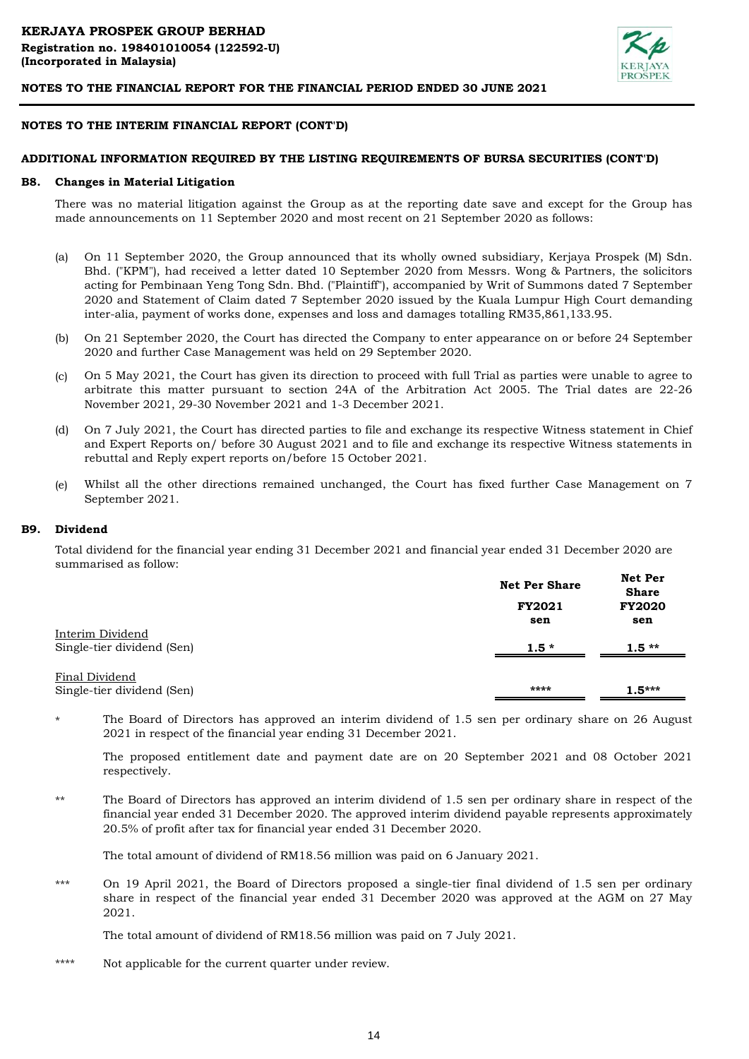## NOTES TO THE INTERIM FINANCIAL REPORT (CONT'D)

### ADDITIONAL INFORMATION REQUIRED BY THE LISTING REQUIREMENTS OF BURSA SECURITIES (CONT'D)

### B8. Changes in Material Litigation

There was no material litigation against the Group as at the reporting date save and except for the Group has made announcements on 11 September 2020 and most recent on 21 September 2020 as follows:

(a) On 11 September 2020, the Group announced that its wholly owned subsidiary, Kerjaya Prospek (M) Sdn. Bhd. ("KPM"), had received a letter dated 10 September 2020 from Messrs. Wong & Partners, the solicitors acting for Pembinaan Yeng Tong Sdn. Bhd. ("Plaintiff"), accompanied by Writ of Summons dated 7 September 2020 and Statement of Claim dated 7 September 2020 issued by the Kuala Lumpur High Court demanding inter-alia, payment of works done, expenses and loss and damages totalling RM35,861,133.95.

(b) On 21 September 2020, the Court has directed the Company to enter appearance on or before 24 September 2020 and further Case Management was held on 29 September 2020.

(c) On 5 May 2021, the Court has given its direction to proceed with full Trial as parties were unable to agree to arbitrate this matter pursuant to section 24A of the Arbitration Act 2005. The Trial dates are 22-26 November 2021, 29-30 November 2021 and 1-3 December 2021.

(d) On 7 July 2021, the Court has directed parties to file and exchange its respective Witness statement in Chief and Expert Reports on/ before 30 August 2021 and to file and exchange its respective Witness statements in rebuttal and Reply expert reports on/before 15 October 2021.

(e) Whilst all the other directions remained unchanged, the Court has fixed further Case Management on 7 September 2021.

### B9. Dividend

Total dividend for the financial year ending 31 December 2021 and financial year ended 31 December 2020 are summarised as follow:

| | Net Per Share FY2021 sen | Net Per Share FY2020 sen |
|---|---|---|
| Interim Dividend | | |
| Single-tier dividend (Sen) | 1.5 * | 1.5 ** |
| Final Dividend | | |
| Single-tier dividend (Sen) | **** | 1.5*** |

\* The Board of Directors has approved an interim dividend of 1.5 sen per ordinary share on 26 August 2021 in respect of the financial year ending 31 December 2021.

The proposed entitlement date and payment date are on 20 September 2021 and 08 October 2021 respectively.

** The Board of Directors has approved an interim dividend of 1.5 sen per ordinary share in respect of the financial year ended 31 December 2020. The approved interim dividend payable represents approximately 20.5% of profit after tax for financial year ended 31 December 2020.

The total amount of dividend of RM18.56 million was paid on 6 January 2021.

*** On 19 April 2021, the Board of Directors proposed a single-tier final dividend of 1.5 sen per ordinary share in respect of the financial year ended 31 December 2020 was approved at the AGM on 27 May 2021.

The total amount of dividend of RM18.56 million was paid on 7 July 2021.

**** Not applicable for the current quarter under review.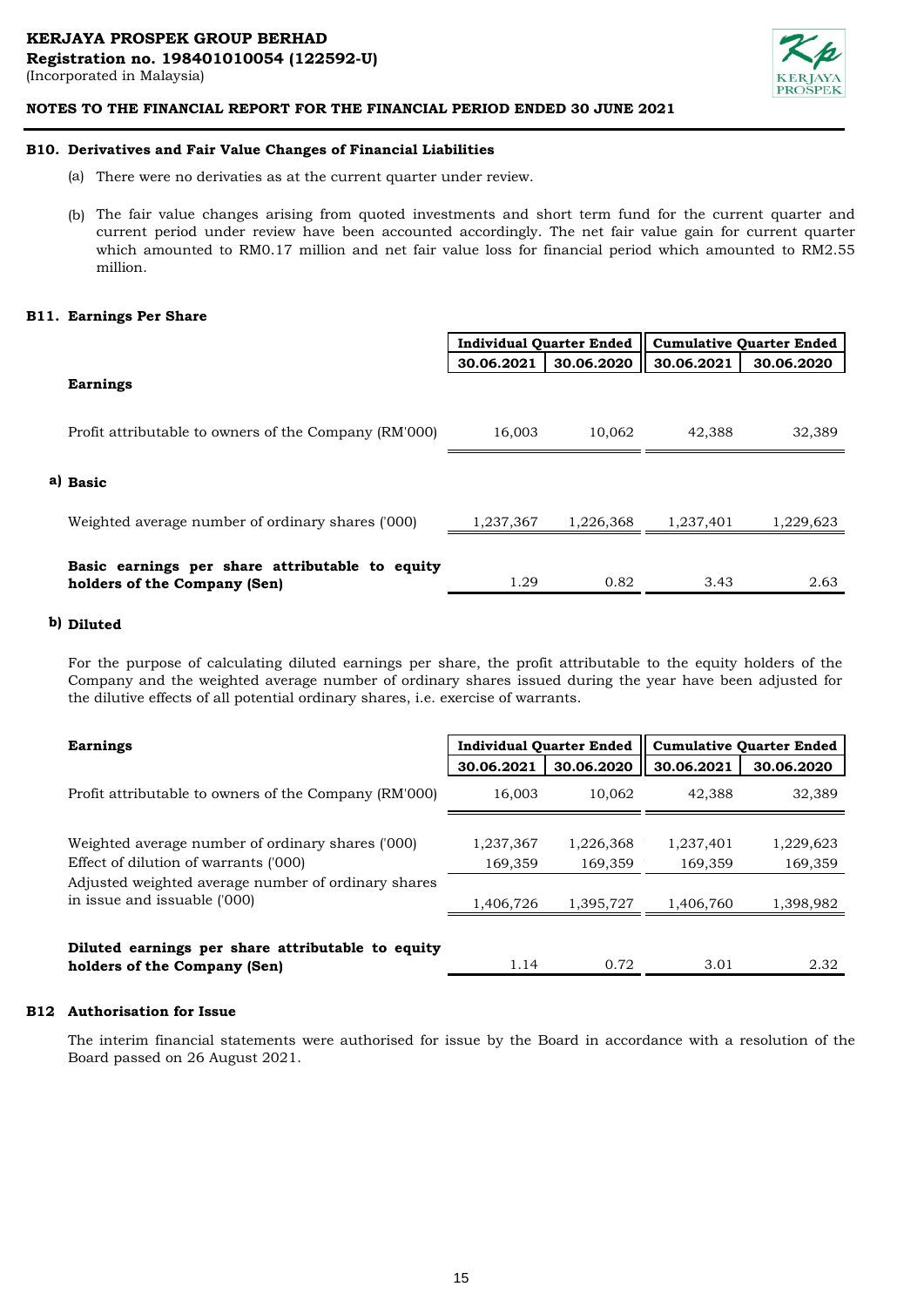**KERJAYA PROSPEK GROUP BERHAD**
**Registration no. 198401010054 (122592-U)**
(Incorporated in Malaysia)

**NOTES TO THE FINANCIAL REPORT FOR THE FINANCIAL PERIOD ENDED 30 JUNE 2021**

### B10. Derivatives and Fair Value Changes of Financial Liabilities

(a) There were no derivaties as at the current quarter under review.

(b) The fair value changes arising from quoted investments and short term fund for the current quarter and current period under review have been accounted accordingly. The net fair value gain for current quarter which amounted to RM0.17 million and net fair value loss for financial period which amounted to RM2.55 million.

### B11. Earnings Per Share

| | Individual Quarter Ended | | Cumulative Quarter Ended | |
|---|---|---|---|---|
| | 30.06.2021 | 30.06.2020 | 30.06.2021 | 30.06.2020 |
| **Earnings** | | | | |
| Profit attributable to owners of the Company (RM'000) | 16,003 | 10,062 | 42,388 | 32,389 |
| **a) Basic** | | | | |
| Weighted average number of ordinary shares ('000) | 1,237,367 | 1,226,368 | 1,237,401 | 1,229,623 |
| **Basic earnings per share attributable to equity holders of the Company (Sen)** | 1.29 | 0.82 | 3.43 | 2.63 |

**b) Diluted**

For the purpose of calculating diluted earnings per share, the profit attributable to the equity holders of the Company and the weighted average number of ordinary shares issued during the year have been adjusted for the dilutive effects of all potential ordinary shares, i.e. exercise of warrants.

| **Earnings** | Individual Quarter Ended | | Cumulative Quarter Ended | |
|---|---|---|---|---|
| | 30.06.2021 | 30.06.2020 | 30.06.2021 | 30.06.2020 |
| Profit attributable to owners of the Company (RM'000) | 16,003 | 10,062 | 42,388 | 32,389 |
| Weighted average number of ordinary shares ('000) | 1,237,367 | 1,226,368 | 1,237,401 | 1,229,623 |
| Effect of dilution of warrants ('000) | 169,359 | 169,359 | 169,359 | 169,359 |
| Adjusted weighted average number of ordinary shares in issue and issuable ('000) | 1,406,726 | 1,395,727 | 1,406,760 | 1,398,982 |
| **Diluted earnings per share attributable to equity holders of the Company (Sen)** | 1.14 | 0.72 | 3.01 | 2.32 |

### B12 Authorisation for Issue

The interim financial statements were authorised for issue by the Board in accordance with a resolution of the Board passed on 26 August 2021.